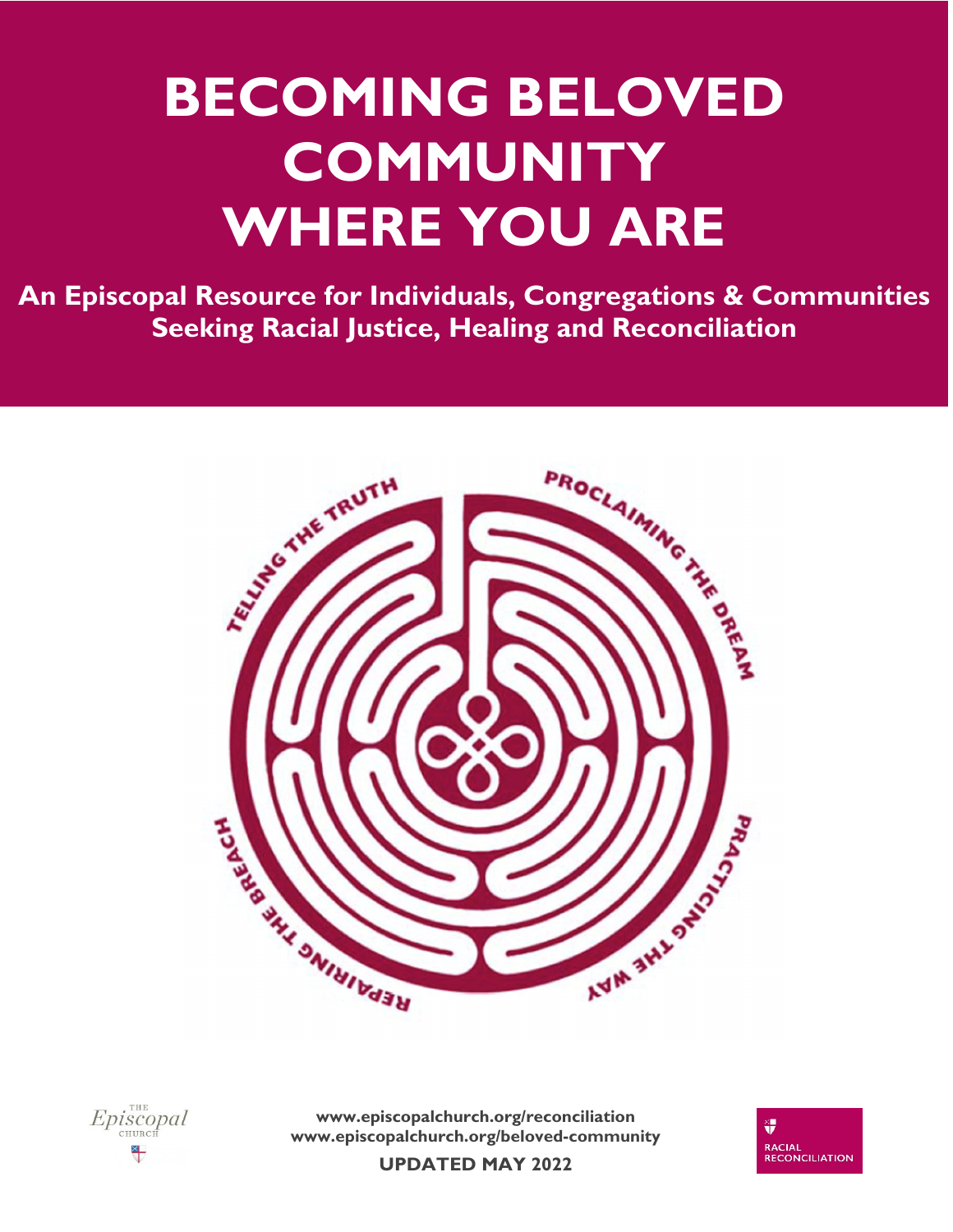# BECOMING BELOVED COMMUNITY WHERE YOU ARE

**An Episcopal Resource for Individuals, Congregations & Communities Seeking Racial Justice, Healing and Reconciliation**

TELLING THE TRUTH

PROCLAIMING THE DREAM

PRACTICING THE WAY

REPAIRING THE BREACH

The Episcopal Church

**www.episcopalchurch.org/reconciliation**
**www.episcopalchurch.org/beloved-community**

**UPDATED MAY 2022**

RACIAL RECONCILIATION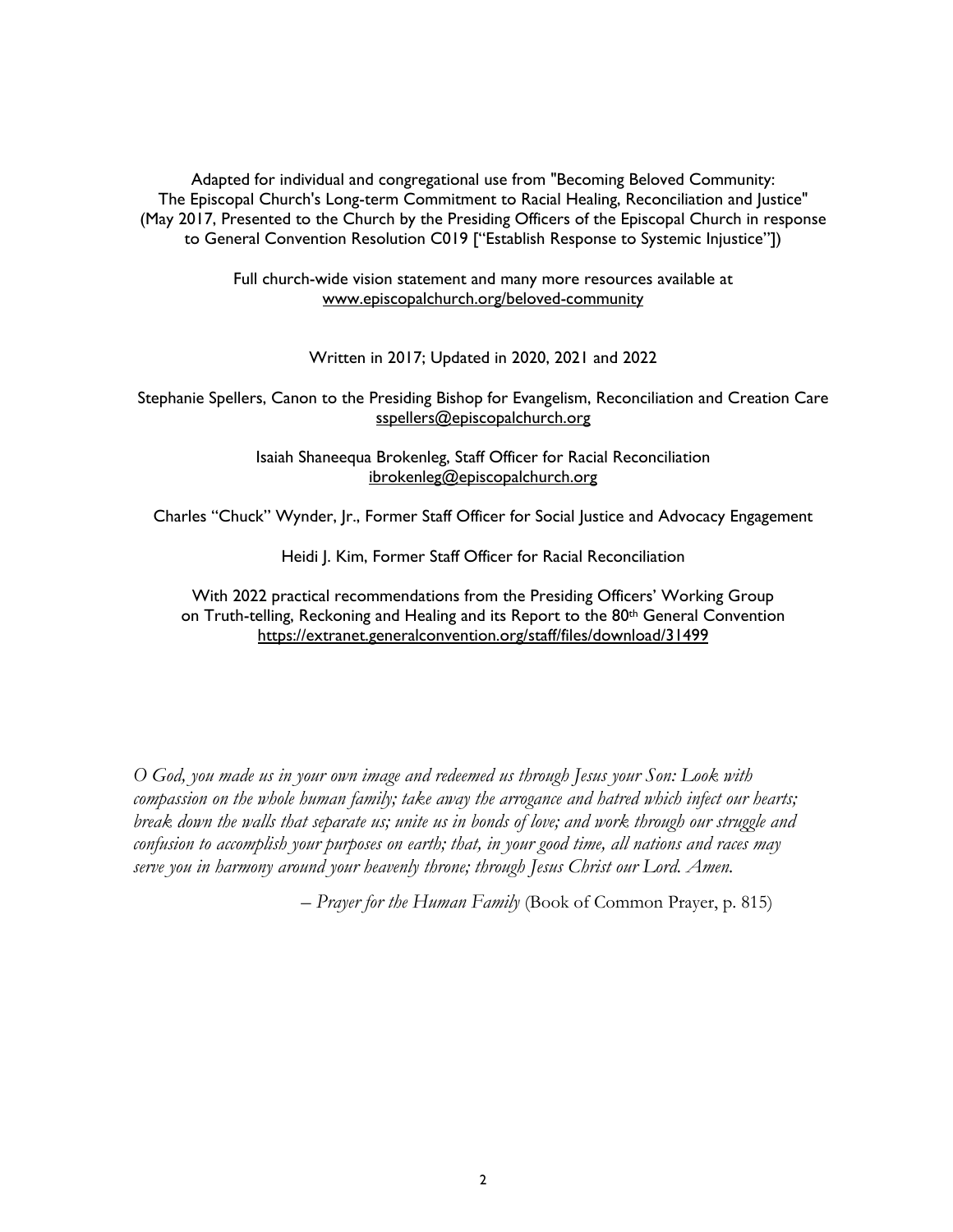Adapted for individual and congregational use from "Becoming Beloved Community: The Episcopal Church's Long-term Commitment to Racial Healing, Reconciliation and Justice" (May 2017, Presented to the Church by the Presiding Officers of the Episcopal Church in response to General Convention Resolution C019 ["Establish Response to Systemic Injustice"])

Full church-wide vision statement and many more resources available at [www.episcopalchurch.org/beloved-community](www.episcopalchurch.org/beloved-community)

Written in 2017; Updated in 2020, 2021 and 2022

Stephanie Spellers, Canon to the Presiding Bishop for Evangelism, Reconciliation and Creation Care
sspellers@episcopalchurch.org

Isaiah Shaneequa Brokenleg, Staff Officer for Racial Reconciliation
ibrokenleg@episcopalchurch.org

Charles "Chuck" Wynder, Jr., Former Staff Officer for Social Justice and Advocacy Engagement

Heidi J. Kim, Former Staff Officer for Racial Reconciliation

With 2022 practical recommendations from the Presiding Officers' Working Group on Truth-telling, Reckoning and Healing and its Report to the 80th General Convention
https://extranet.generalconvention.org/staff/files/download/31499

*O God, you made us in your own image and redeemed us through Jesus your Son: Look with compassion on the whole human family; take away the arrogance and hatred which infect our hearts; break down the walls that separate us; unite us in bonds of love; and work through our struggle and confusion to accomplish your purposes on earth; that, in your good time, all nations and races may serve you in harmony around your heavenly throne; through Jesus Christ our Lord. Amen.*

– *Prayer for the Human Family* (Book of Common Prayer, p. 815)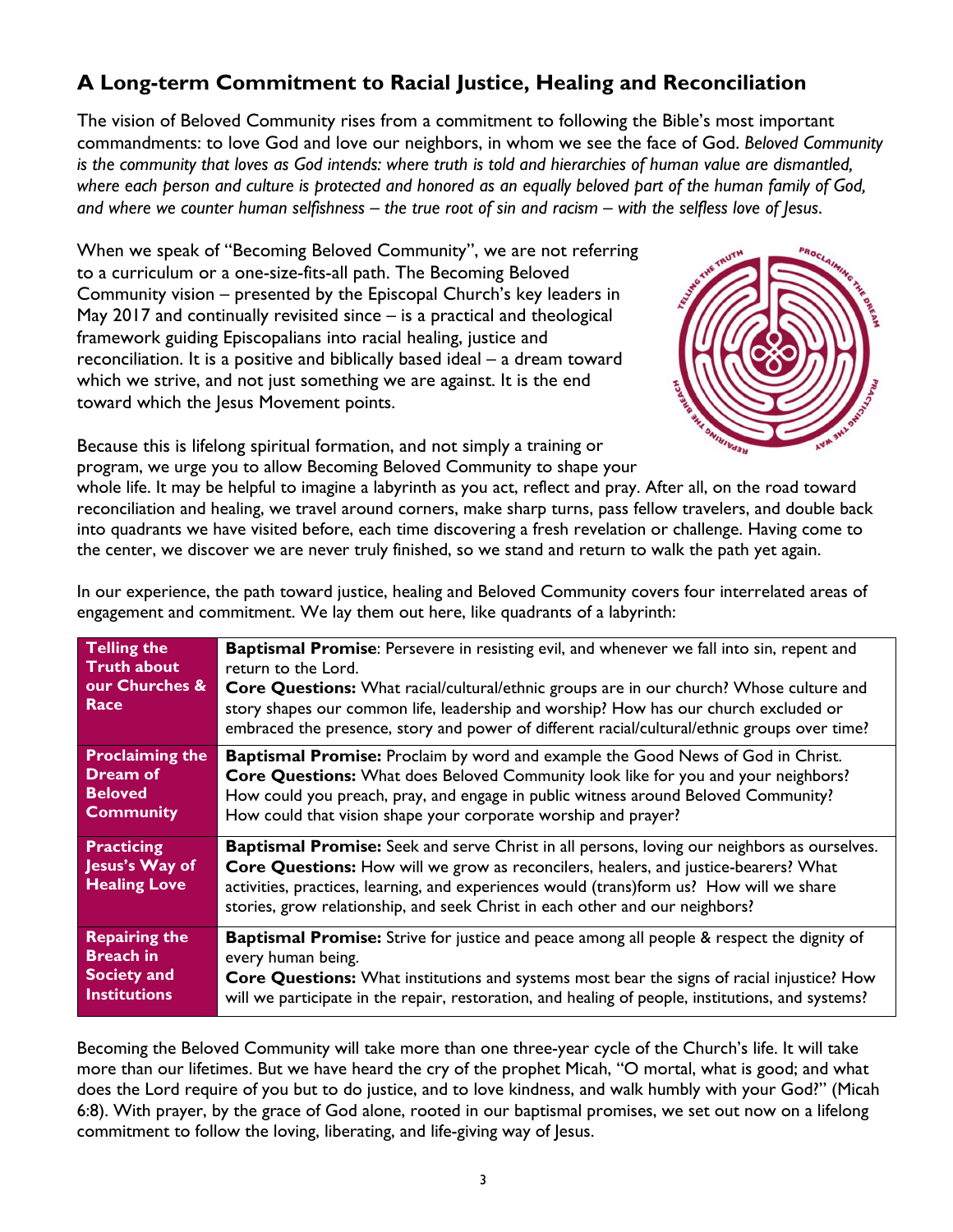## A Long-term Commitment to Racial Justice, Healing and Reconciliation

The vision of Beloved Community rises from a commitment to following the Bible's most important commandments: to love God and love our neighbors, in whom we see the face of God. *Beloved Community is the community that loves as God intends: where truth is told and hierarchies of human value are dismantled, where each person and culture is protected and honored as an equally beloved part of the human family of God, and where we counter human selfishness – the true root of sin and racism – with the selfless love of Jesus.*

When we speak of "Becoming Beloved Community", we are not referring to a curriculum or a one-size-fits-all path. The Becoming Beloved Community vision – presented by the Episcopal Church's key leaders in May 2017 and continually revisited since – is a practical and theological framework guiding Episcopalians into racial healing, justice and reconciliation. It is a positive and biblically based ideal – a dream toward which we strive, and not just something we are against. It is the end toward which the Jesus Movement points.

Because this is lifelong spiritual formation, and not simply a training or program, we urge you to allow Becoming Beloved Community to shape your whole life. It may be helpful to imagine a labyrinth as you act, reflect and pray. After all, on the road toward reconciliation and healing, we travel around corners, make sharp turns, pass fellow travelers, and double back into quadrants we have visited before, each time discovering a fresh revelation or challenge. Having come to the center, we discover we are never truly finished, so we stand and return to walk the path yet again.

In our experience, the path toward justice, healing and Beloved Community covers four interrelated areas of engagement and commitment. We lay them out here, like quadrants of a labyrinth:

| | |
|---|---|
| **Telling the Truth about our Churches & Race** | **Baptismal Promise**: Persevere in resisting evil, and whenever we fall into sin, repent and return to the Lord.<br>**Core Questions:** What racial/cultural/ethnic groups are in our church? Whose culture and story shapes our common life, leadership and worship? How has our church excluded or embraced the presence, story and power of different racial/cultural/ethnic groups over time? |
| **Proclaiming the Dream of Beloved Community** | **Baptismal Promise:** Proclaim by word and example the Good News of God in Christ.<br>**Core Questions:** What does Beloved Community look like for you and your neighbors? How could you preach, pray, and engage in public witness around Beloved Community? How could that vision shape your corporate worship and prayer? |
| **Practicing Jesus's Way of Healing Love** | **Baptismal Promise:** Seek and serve Christ in all persons, loving our neighbors as ourselves.<br>**Core Questions:** How will we grow as reconcilers, healers, and justice-bearers? What activities, practices, learning, and experiences would (trans)form us? How will we share stories, grow relationship, and seek Christ in each other and our neighbors? |
| **Repairing the Breach in Society and Institutions** | **Baptismal Promise:** Strive for justice and peace among all people & respect the dignity of every human being.<br>**Core Questions:** What institutions and systems most bear the signs of racial injustice? How will we participate in the repair, restoration, and healing of people, institutions, and systems? |

Becoming the Beloved Community will take more than one three-year cycle of the Church's life. It will take more than our lifetimes. But we have heard the cry of the prophet Micah, "O mortal, what is good; and what does the Lord require of you but to do justice, and to love kindness, and walk humbly with your God?" (Micah 6:8). With prayer, by the grace of God alone, rooted in our baptismal promises, we set out now on a lifelong commitment to follow the loving, liberating, and life-giving way of Jesus.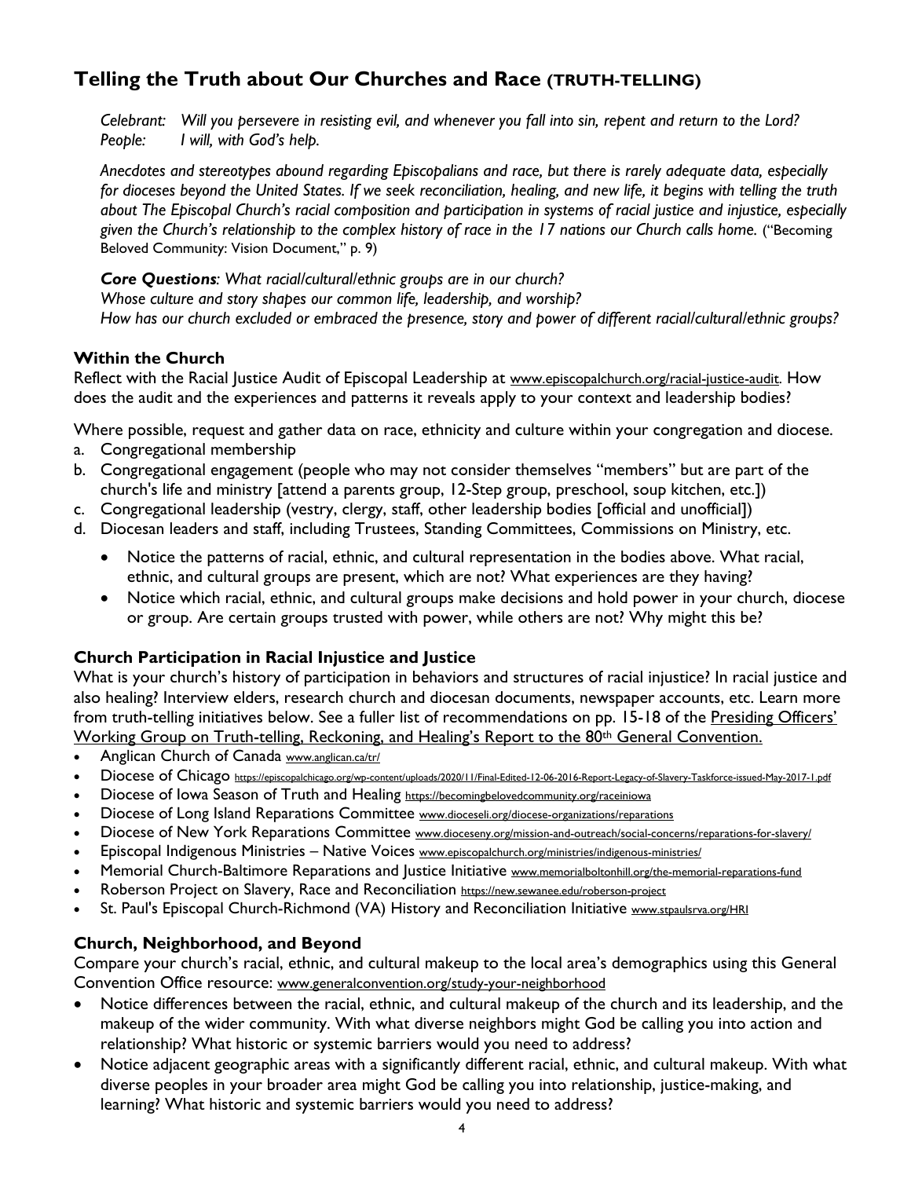## Telling the Truth about Our Churches and Race (TRUTH-TELLING)

*Celebrant: Will you persevere in resisting evil, and whenever you fall into sin, repent and return to the Lord?*
*People: I will, with God's help.*

*Anecdotes and stereotypes abound regarding Episcopalians and race, but there is rarely adequate data, especially for dioceses beyond the United States. If we seek reconciliation, healing, and new life, it begins with telling the truth about The Episcopal Church's racial composition and participation in systems of racial justice and injustice, especially given the Church's relationship to the complex history of race in the 17 nations our Church calls home.* ("Becoming Beloved Community: Vision Document," p. 9)

***Core Questions**: What racial/cultural/ethnic groups are in our church?*
*Whose culture and story shapes our common life, leadership, and worship?*
*How has our church excluded or embraced the presence, story and power of different racial/cultural/ethnic groups?*

### Within the Church

Reflect with the Racial Justice Audit of Episcopal Leadership at www.episcopalchurch.org/racial-justice-audit. How does the audit and the experiences and patterns it reveals apply to your context and leadership bodies?

Where possible, request and gather data on race, ethnicity and culture within your congregation and diocese.

a. Congregational membership
b. Congregational engagement (people who may not consider themselves "members" but are part of the church's life and ministry [attend a parents group, 12-Step group, preschool, soup kitchen, etc.])
c. Congregational leadership (vestry, clergy, staff, other leadership bodies [official and unofficial])
d. Diocesan leaders and staff, including Trustees, Standing Committees, Commissions on Ministry, etc.

   - Notice the patterns of racial, ethnic, and cultural representation in the bodies above. What racial, ethnic, and cultural groups are present, which are not? What experiences are they having?
   - Notice which racial, ethnic, and cultural groups make decisions and hold power in your church, diocese or group. Are certain groups trusted with power, while others are not? Why might this be?

### Church Participation in Racial Injustice and Justice

What is your church's history of participation in behaviors and structures of racial injustice? In racial justice and also healing? Interview elders, research church and diocesan documents, newspaper accounts, etc. Learn more from truth-telling initiatives below. See a fuller list of recommendations on pp. 15-18 of the Presiding Officers' Working Group on Truth-telling, Reckoning, and Healing's Report to the 80th General Convention.

- Anglican Church of Canada www.anglican.ca/tr/
- Diocese of Chicago https://episcopalchicago.org/wp-content/uploads/2020/11/Final-Edited-12-06-2016-Report-Legacy-of-Slavery-Taskforce-issued-May-2017-1.pdf
- Diocese of Iowa Season of Truth and Healing https://becomingbelovedcommunity.org/raceiniowa
- Diocese of Long Island Reparations Committee www.dioceseli.org/diocese-organizations/reparations
- Diocese of New York Reparations Committee www.dioceseny.org/mission-and-outreach/social-concerns/reparations-for-slavery/
- Episcopal Indigenous Ministries – Native Voices www.episcopalchurch.org/ministries/indigenous-ministries/
- Memorial Church-Baltimore Reparations and Justice Initiative www.memorialboltonhill.org/the-memorial-reparations-fund
- Roberson Project on Slavery, Race and Reconciliation https://new.sewanee.edu/roberson-project
- St. Paul's Episcopal Church-Richmond (VA) History and Reconciliation Initiative www.stpaulsrva.org/HRI

### Church, Neighborhood, and Beyond

Compare your church's racial, ethnic, and cultural makeup to the local area's demographics using this General Convention Office resource: www.generalconvention.org/study-your-neighborhood

- Notice differences between the racial, ethnic, and cultural makeup of the church and its leadership, and the makeup of the wider community. With what diverse neighbors might God be calling you into action and relationship? What historic or systemic barriers would you need to address?
- Notice adjacent geographic areas with a significantly different racial, ethnic, and cultural makeup. With what diverse peoples in your broader area might God be calling you into relationship, justice-making, and learning? What historic and systemic barriers would you need to address?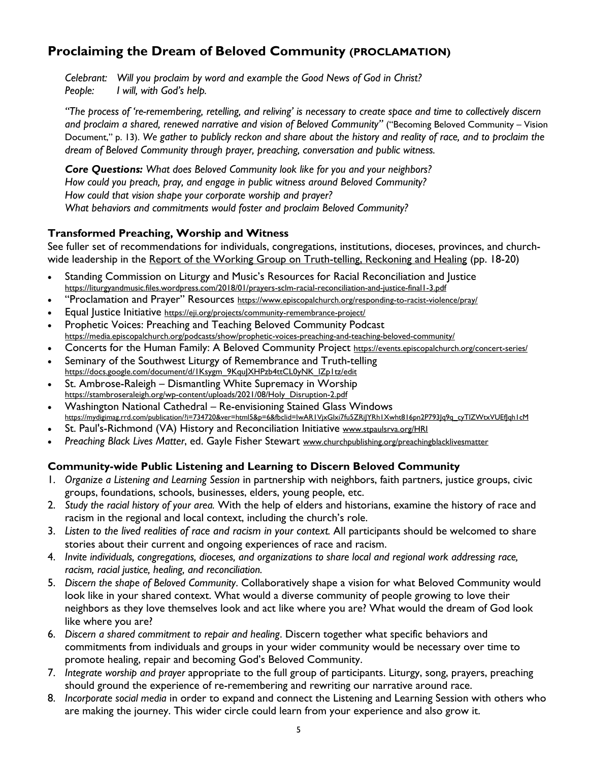## Proclaiming the Dream of Beloved Community (PROCLAMATION)

*Celebrant: Will you proclaim by word and example the Good News of God in Christ?*
*People: I will, with God's help.*

*"The process of 're-remembering, retelling, and reliving' is necessary to create space and time to collectively discern and proclaim a shared, renewed narrative and vision of Beloved Community"* ("Becoming Beloved Community – Vision Document," p. 13). *We gather to publicly reckon and share about the history and reality of race, and to proclaim the dream of Beloved Community through prayer, preaching, conversation and public witness.*

***Core Questions:*** *What does Beloved Community look like for you and your neighbors?*
*How could you preach, pray, and engage in public witness around Beloved Community?*
*How could that vision shape your corporate worship and prayer?*
*What behaviors and commitments would foster and proclaim Beloved Community?*

### Transformed Preaching, Worship and Witness

See fuller set of recommendations for individuals, congregations, institutions, dioceses, provinces, and church-wide leadership in the Report of the Working Group on Truth-telling, Reckoning and Healing (pp. 18-20)

- Standing Commission on Liturgy and Music's Resources for Racial Reconciliation and Justice https://liturgyandmusic.files.wordpress.com/2018/01/prayers-sclm-racial-reconciliation-and-justice-final1-3.pdf
- "Proclamation and Prayer" Resources https://www.episcopalchurch.org/responding-to-racist-violence/pray/
- Equal Justice Initiative https://eji.org/projects/community-remembrance-project/
- Prophetic Voices: Preaching and Teaching Beloved Community Podcast https://media.episcopalchurch.org/podcasts/show/prophetic-voices-preaching-and-teaching-beloved-community/
- Concerts for the Human Family: A Beloved Community Project https://events.episcopalchurch.org/concert-series/
- Seminary of the Southwest Liturgy of Remembrance and Truth-telling https://docs.google.com/document/d/1Ksygm_9KquJXHPzb4ttCL0yNK_lZp1tz/edit
- St. Ambrose-Raleigh – Dismantling White Supremacy in Worship https://stambroseraleigh.org/wp-content/uploads/2021/08/Holy_Disruption-2.pdf
- Washington National Cathedral – Re-envisioning Stained Glass Windows https://mydigimag.rrd.com/publication/?i=734720&ver=html5&p=6&fbclid=IwAR1VjxGlxi7fu5ZRiJYRh1Xwht816pn2P793Jq9q_cyTlZWtxVUEfJqh1cM
- St. Paul's-Richmond (VA) History and Reconciliation Initiative www.stpaulsrva.org/HRI
- *Preaching Black Lives Matter*, ed. Gayle Fisher Stewart www.churchpublishing.org/preachingblacklivesmatter

### Community-wide Public Listening and Learning to Discern Beloved Community

1. *Organize a Listening and Learning Session* in partnership with neighbors, faith partners, justice groups, civic groups, foundations, schools, businesses, elders, young people, etc.
2. *Study the racial history of your area.* With the help of elders and historians, examine the history of race and racism in the regional and local context, including the church's role.
3. *Listen to the lived realities of race and racism in your context.* All participants should be welcomed to share stories about their current and ongoing experiences of race and racism.
4. *Invite individuals, congregations, dioceses, and organizations to share local and regional work addressing race, racism, racial justice, healing, and reconciliation.*
5. *Discern the shape of Beloved Community*. Collaboratively shape a vision for what Beloved Community would look like in your shared context. What would a diverse community of people growing to love their neighbors as they love themselves look and act like where you are? What would the dream of God look like where you are?
6. *Discern a shared commitment to repair and healing*. Discern together what specific behaviors and commitments from individuals and groups in your wider community would be necessary over time to promote healing, repair and becoming God's Beloved Community.
7. *Integrate worship and prayer* appropriate to the full group of participants. Liturgy, song, prayers, preaching should ground the experience of re-remembering and rewriting our narrative around race.
8. *Incorporate social media* in order to expand and connect the Listening and Learning Session with others who are making the journey. This wider circle could learn from your experience and also grow it.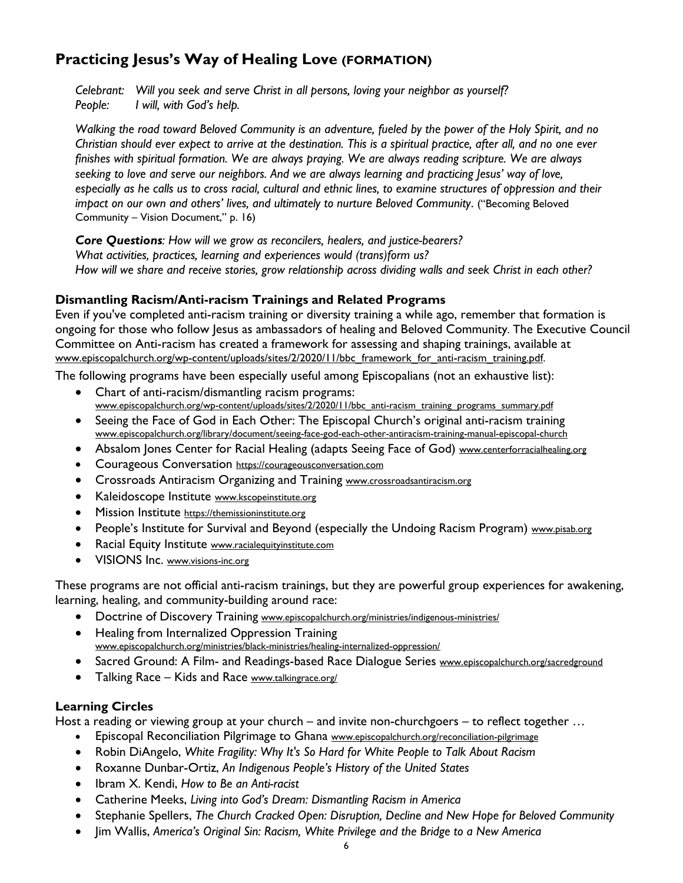## Practicing Jesus's Way of Healing Love (FORMATION)

*Celebrant: Will you seek and serve Christ in all persons, loving your neighbor as yourself?*
*People: I will, with God's help.*

*Walking the road toward Beloved Community is an adventure, fueled by the power of the Holy Spirit, and no Christian should ever expect to arrive at the destination. This is a spiritual practice, after all, and no one ever finishes with spiritual formation. We are always praying. We are always reading scripture. We are always seeking to love and serve our neighbors. And we are always learning and practicing Jesus' way of love, especially as he calls us to cross racial, cultural and ethnic lines, to examine structures of oppression and their impact on our own and others' lives, and ultimately to nurture Beloved Community.* ("Becoming Beloved Community – Vision Document," p. 16)

***Core Questions****: How will we grow as reconcilers, healers, and justice-bearers?*
*What activities, practices, learning and experiences would (trans)form us?*
*How will we share and receive stories, grow relationship across dividing walls and seek Christ in each other?*

### Dismantling Racism/Anti-racism Trainings and Related Programs

Even if you've completed anti-racism training or diversity training a while ago, remember that formation is ongoing for those who follow Jesus as ambassadors of healing and Beloved Community. The Executive Council Committee on Anti-racism has created a framework for assessing and shaping trainings, available at www.episcopalchurch.org/wp-content/uploads/sites/2/2020/11/bbc_framework_for_anti-racism_training.pdf.

The following programs have been especially useful among Episcopalians (not an exhaustive list):

- Chart of anti-racism/dismantling racism programs: www.episcopalchurch.org/wp-content/uploads/sites/2/2020/11/bbc_anti-racism_training_programs_summary.pdf
- Seeing the Face of God in Each Other: The Episcopal Church's original anti-racism training www.episcopalchurch.org/library/document/seeing-face-god-each-other-antiracism-training-manual-episcopal-church
- Absalom Jones Center for Racial Healing (adapts Seeing Face of God) www.centerforracialhealing.org
- Courageous Conversation https://courageousconversation.com
- Crossroads Antiracism Organizing and Training www.crossroadsantiracism.org
- Kaleidoscope Institute www.kscopeinstitute.org
- Mission Institute https://themissioninstitute.org
- People's Institute for Survival and Beyond (especially the Undoing Racism Program) www.pisab.org
- Racial Equity Institute www.racialequityinstitute.com
- VISIONS Inc. www.visions-inc.org

These programs are not official anti-racism trainings, but they are powerful group experiences for awakening, learning, healing, and community-building around race:

- Doctrine of Discovery Training www.episcopalchurch.org/ministries/indigenous-ministries/
- Healing from Internalized Oppression Training www.episcopalchurch.org/ministries/black-ministries/healing-internalized-oppression/
- Sacred Ground: A Film- and Readings-based Race Dialogue Series www.episcopalchurch.org/sacredground
- Talking Race – Kids and Race www.talkingrace.org/

### Learning Circles

Host a reading or viewing group at your church – and invite non-churchgoers – to reflect together …

- Episcopal Reconciliation Pilgrimage to Ghana www.episcopalchurch.org/reconciliation-pilgrimage
- Robin DiAngelo, *White Fragility: Why It's So Hard for White People to Talk About Racism*
- Roxanne Dunbar-Ortiz, *An Indigenous People's History of the United States*
- Ibram X. Kendi, *How to Be an Anti-racist*
- Catherine Meeks, *Living into God's Dream: Dismantling Racism in America*
- Stephanie Spellers, *The Church Cracked Open: Disruption, Decline and New Hope for Beloved Community*
- Jim Wallis, *America's Original Sin: Racism, White Privilege and the Bridge to a New America*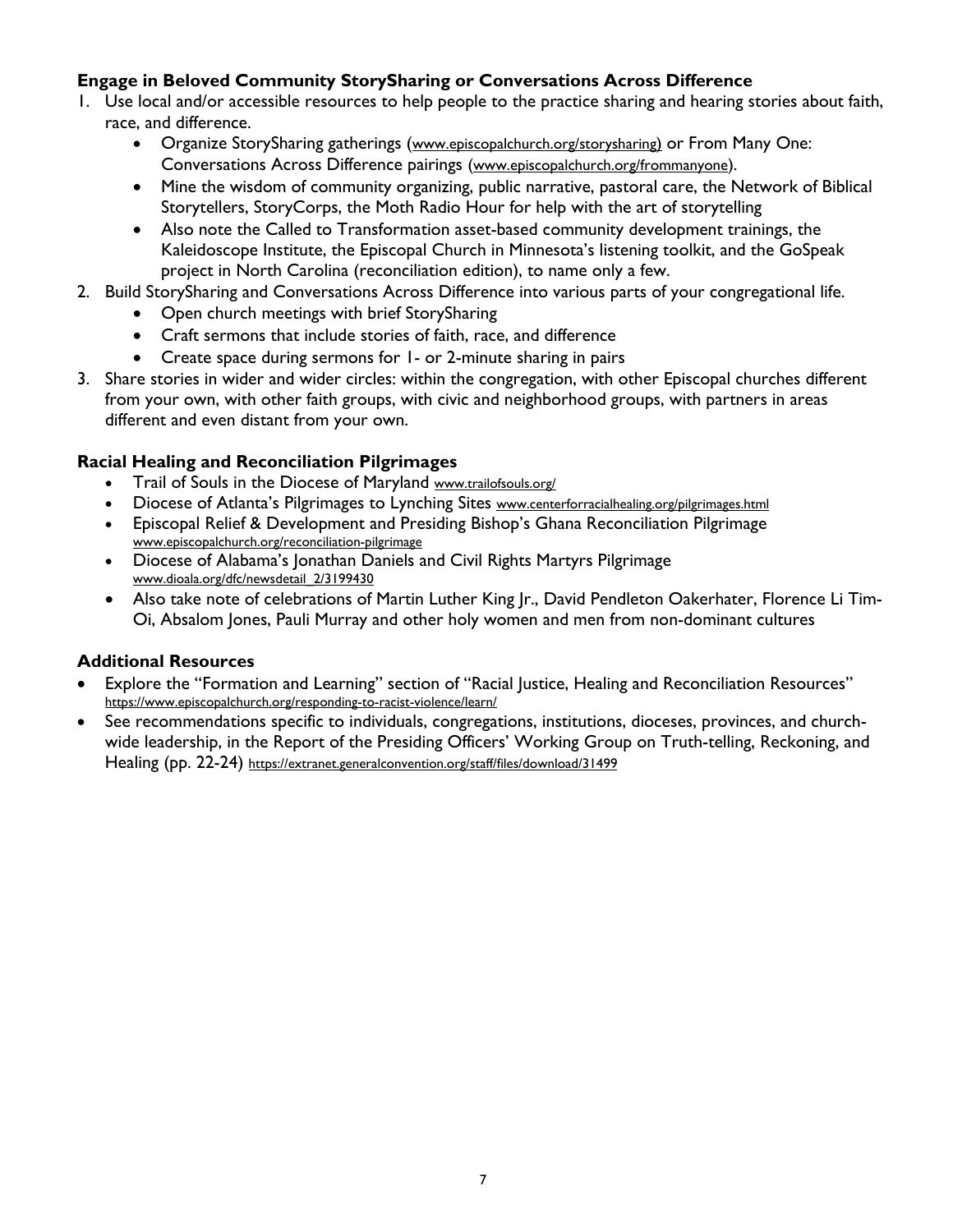### Engage in Beloved Community StorySharing or Conversations Across Difference

1. Use local and/or accessible resources to help people to the practice sharing and hearing stories about faith, race, and difference.
   - Organize StorySharing gatherings (www.episcopalchurch.org/storysharing) or From Many One: Conversations Across Difference pairings (www.episcopalchurch.org/frommanyone).
   - Mine the wisdom of community organizing, public narrative, pastoral care, the Network of Biblical Storytellers, StoryCorps, the Moth Radio Hour for help with the art of storytelling
   - Also note the Called to Transformation asset-based community development trainings, the Kaleidoscope Institute, the Episcopal Church in Minnesota's listening toolkit, and the GoSpeak project in North Carolina (reconciliation edition), to name only a few.
2. Build StorySharing and Conversations Across Difference into various parts of your congregational life.
   - Open church meetings with brief StorySharing
   - Craft sermons that include stories of faith, race, and difference
   - Create space during sermons for 1- or 2-minute sharing in pairs
3. Share stories in wider and wider circles: within the congregation, with other Episcopal churches different from your own, with other faith groups, with civic and neighborhood groups, with partners in areas different and even distant from your own.

### Racial Healing and Reconciliation Pilgrimages

- Trail of Souls in the Diocese of Maryland www.trailofsouls.org/
- Diocese of Atlanta's Pilgrimages to Lynching Sites www.centerforracialhealing.org/pilgrimages.html
- Episcopal Relief & Development and Presiding Bishop's Ghana Reconciliation Pilgrimage www.episcopalchurch.org/reconciliation-pilgrimage
- Diocese of Alabama's Jonathan Daniels and Civil Rights Martyrs Pilgrimage www.dioala.org/dfc/newsdetail_2/3199430
- Also take note of celebrations of Martin Luther King Jr., David Pendleton Oakerhater, Florence Li Tim-Oi, Absalom Jones, Pauli Murray and other holy women and men from non-dominant cultures

### Additional Resources

- Explore the "Formation and Learning" section of "Racial Justice, Healing and Reconciliation Resources" https://www.episcopalchurch.org/responding-to-racist-violence/learn/
- See recommendations specific to individuals, congregations, institutions, dioceses, provinces, and church-wide leadership, in the Report of the Presiding Officers' Working Group on Truth-telling, Reckoning, and Healing (pp. 22-24) https://extranet.generalconvention.org/staff/files/download/31499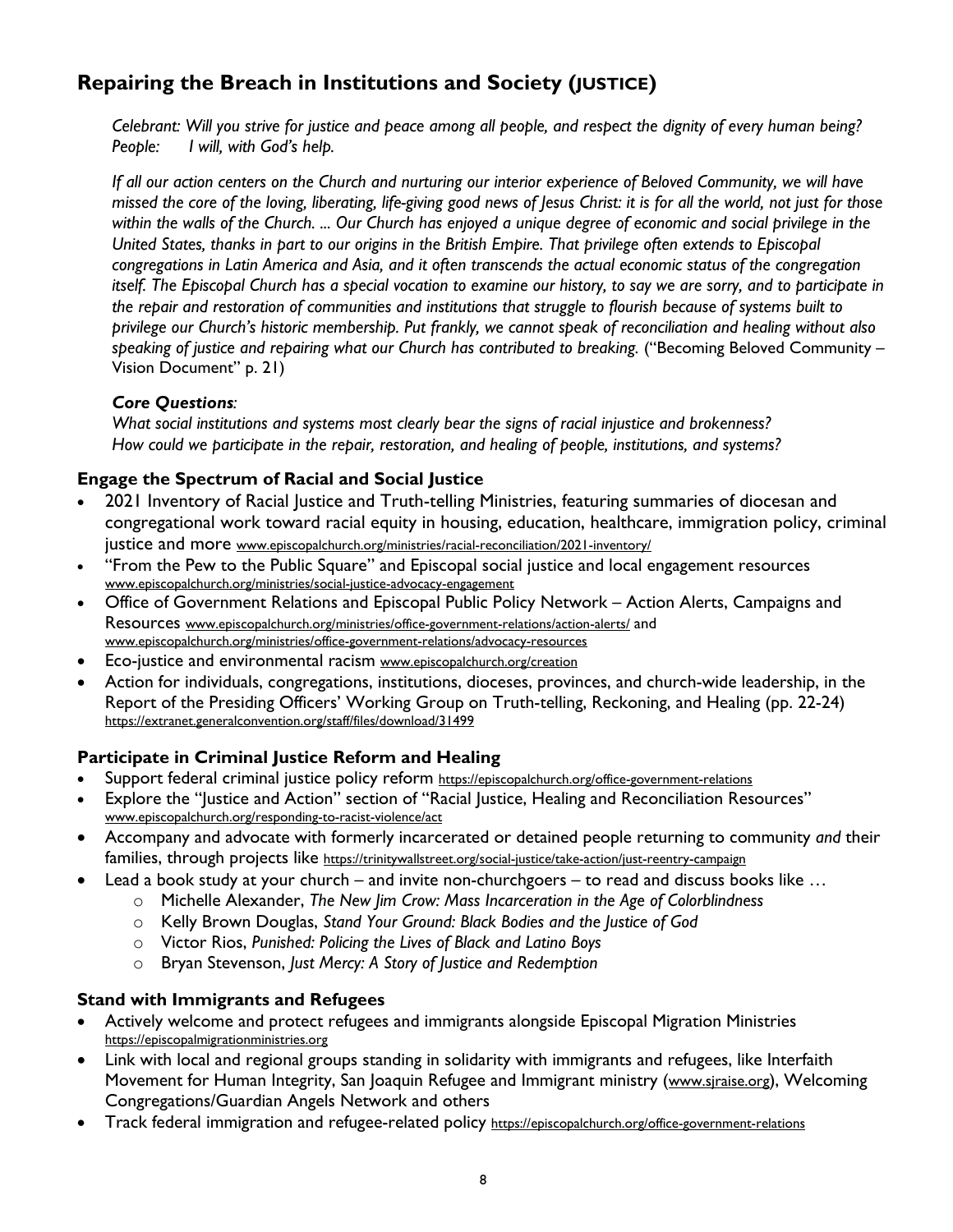## Repairing the Breach in Institutions and Society (JUSTICE)

*Celebrant: Will you strive for justice and peace among all people, and respect the dignity of every human being?*
*People: I will, with God's help.*

*If all our action centers on the Church and nurturing our interior experience of Beloved Community, we will have missed the core of the loving, liberating, life-giving good news of Jesus Christ: it is for all the world, not just for those within the walls of the Church. ... Our Church has enjoyed a unique degree of economic and social privilege in the United States, thanks in part to our origins in the British Empire. That privilege often extends to Episcopal congregations in Latin America and Asia, and it often transcends the actual economic status of the congregation itself. The Episcopal Church has a special vocation to examine our history, to say we are sorry, and to participate in the repair and restoration of communities and institutions that struggle to flourish because of systems built to privilege our Church's historic membership. Put frankly, we cannot speak of reconciliation and healing without also speaking of justice and repairing what our Church has contributed to breaking.* ("Becoming Beloved Community – Vision Document" p. 21)

***Core Questions:***
*What social institutions and systems most clearly bear the signs of racial injustice and brokenness?*
*How could we participate in the repair, restoration, and healing of people, institutions, and systems?*

### Engage the Spectrum of Racial and Social Justice

- 2021 Inventory of Racial Justice and Truth-telling Ministries, featuring summaries of diocesan and congregational work toward racial equity in housing, education, healthcare, immigration policy, criminal justice and more www.episcopalchurch.org/ministries/racial-reconciliation/2021-inventory/
- "From the Pew to the Public Square" and Episcopal social justice and local engagement resources www.episcopalchurch.org/ministries/social-justice-advocacy-engagement
- Office of Government Relations and Episcopal Public Policy Network – Action Alerts, Campaigns and Resources www.episcopalchurch.org/ministries/office-government-relations/action-alerts/ and www.episcopalchurch.org/ministries/office-government-relations/advocacy-resources
- Eco-justice and environmental racism www.episcopalchurch.org/creation
- Action for individuals, congregations, institutions, dioceses, provinces, and church-wide leadership, in the Report of the Presiding Officers' Working Group on Truth-telling, Reckoning, and Healing (pp. 22-24) https://extranet.generalconvention.org/staff/files/download/31499

### Participate in Criminal Justice Reform and Healing

- Support federal criminal justice policy reform https://episcopalchurch.org/office-government-relations
- Explore the "Justice and Action" section of "Racial Justice, Healing and Reconciliation Resources" www.episcopalchurch.org/responding-to-racist-violence/act
- Accompany and advocate with formerly incarcerated or detained people returning to community *and* their families, through projects like https://trinitywallstreet.org/social-justice/take-action/just-reentry-campaign
- Lead a book study at your church – and invite non-churchgoers – to read and discuss books like …
    - Michelle Alexander, *The New Jim Crow: Mass Incarceration in the Age of Colorblindness*
    - Kelly Brown Douglas, *Stand Your Ground: Black Bodies and the Justice of God*
    - Victor Rios, *Punished: Policing the Lives of Black and Latino Boys*
    - Bryan Stevenson, *Just Mercy: A Story of Justice and Redemption*

### Stand with Immigrants and Refugees

- Actively welcome and protect refugees and immigrants alongside Episcopal Migration Ministries https://episcopalmigrationministries.org
- Link with local and regional groups standing in solidarity with immigrants and refugees, like Interfaith Movement for Human Integrity, San Joaquin Refugee and Immigrant ministry (www.sjraise.org), Welcoming Congregations/Guardian Angels Network and others
- Track federal immigration and refugee-related policy https://episcopalchurch.org/office-government-relations